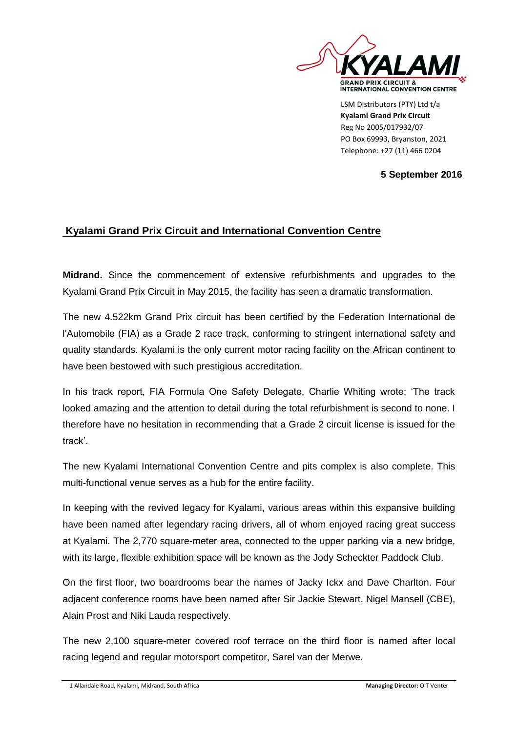LSM Distributors (PTY) Ltd t/a
**Kyalami Grand Prix Circuit**
Reg No 2005/017932/07
PO Box 69993, Bryanston, 2021
Telephone: +27 (11) 466 0204

**5 September 2016**

## Kyalami Grand Prix Circuit and International Convention Centre

**Midrand.** Since the commencement of extensive refurbishments and upgrades to the Kyalami Grand Prix Circuit in May 2015, the facility has seen a dramatic transformation.

The new 4.522km Grand Prix circuit has been certified by the Federation International de l'Automobile (FIA) as a Grade 2 race track, conforming to stringent international safety and quality standards. Kyalami is the only current motor racing facility on the African continent to have been bestowed with such prestigious accreditation.

In his track report, FIA Formula One Safety Delegate, Charlie Whiting wrote; 'The track looked amazing and the attention to detail during the total refurbishment is second to none. I therefore have no hesitation in recommending that a Grade 2 circuit license is issued for the track'.

The new Kyalami International Convention Centre and pits complex is also complete. This multi-functional venue serves as a hub for the entire facility.

In keeping with the revived legacy for Kyalami, various areas within this expansive building have been named after legendary racing drivers, all of whom enjoyed racing great success at Kyalami. The 2,770 square-meter area, connected to the upper parking via a new bridge, with its large, flexible exhibition space will be known as the Jody Scheckter Paddock Club.

On the first floor, two boardrooms bear the names of Jacky Ickx and Dave Charlton. Four adjacent conference rooms have been named after Sir Jackie Stewart, Nigel Mansell (CBE), Alain Prost and Niki Lauda respectively.

The new 2,100 square-meter covered roof terrace on the third floor is named after local racing legend and regular motorsport competitor, Sarel van der Merwe.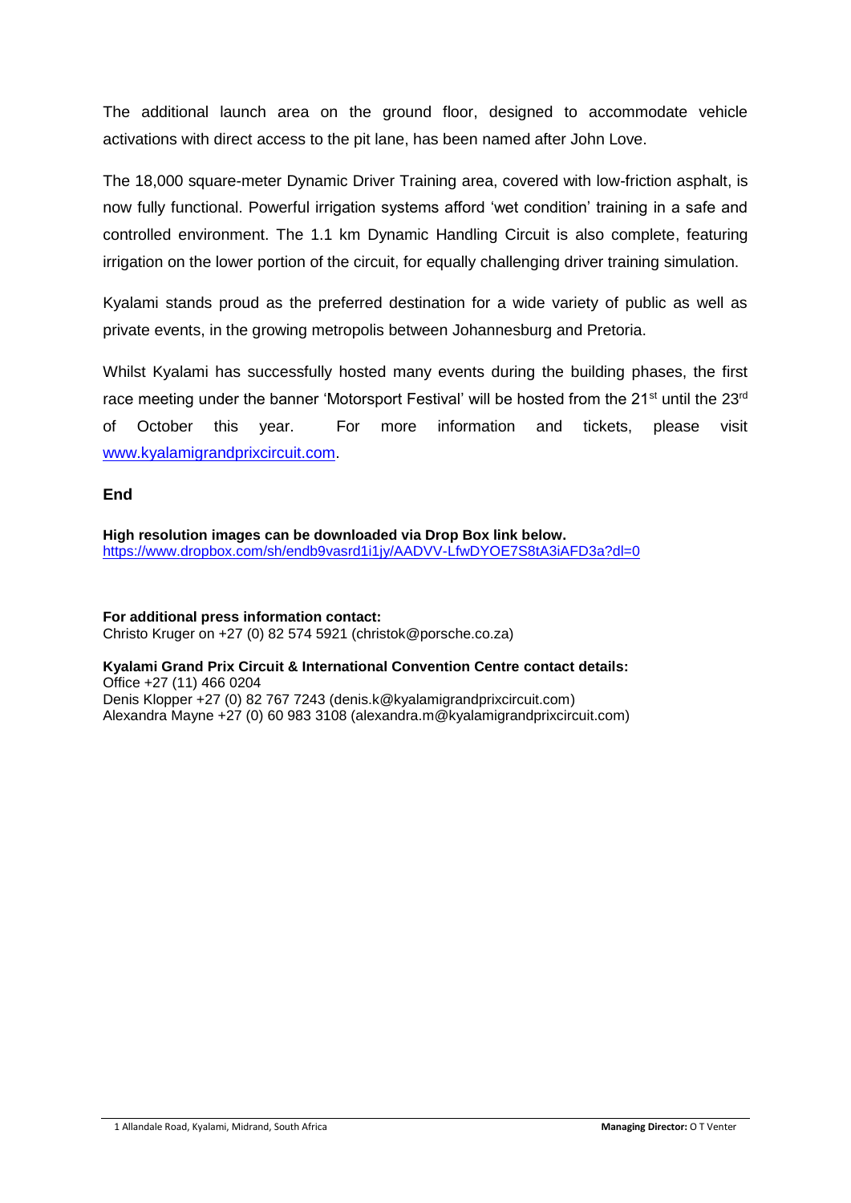The additional launch area on the ground floor, designed to accommodate vehicle activations with direct access to the pit lane, has been named after John Love.

The 18,000 square-meter Dynamic Driver Training area, covered with low-friction asphalt, is now fully functional. Powerful irrigation systems afford 'wet condition' training in a safe and controlled environment. The 1.1 km Dynamic Handling Circuit is also complete, featuring irrigation on the lower portion of the circuit, for equally challenging driver training simulation.

Kyalami stands proud as the preferred destination for a wide variety of public as well as private events, in the growing metropolis between Johannesburg and Pretoria.

Whilst Kyalami has successfully hosted many events during the building phases, the first race meeting under the banner 'Motorsport Festival' will be hosted from the 21st until the 23rd of October this year. For more information and tickets, please visit [www.kyalamigrandprixcircuit.com](http://www.kyalamigrandprixcircuit.com).

**End**

**High resolution images can be downloaded via Drop Box link below.**
https://www.dropbox.com/sh/endb9vasrd1i1jy/AADVV-LfwDYOE7S8tA3iAFD3a?dl=0

**For additional press information contact:**
Christo Kruger on +27 (0) 82 574 5921 (christok@porsche.co.za)

**Kyalami Grand Prix Circuit & International Convention Centre contact details:**
Office +27 (11) 466 0204
Denis Klopper +27 (0) 82 767 7243 (denis.k@kyalamigrandprixcircuit.com)
Alexandra Mayne +27 (0) 60 983 3108 (alexandra.m@kyalamigrandprixcircuit.com)